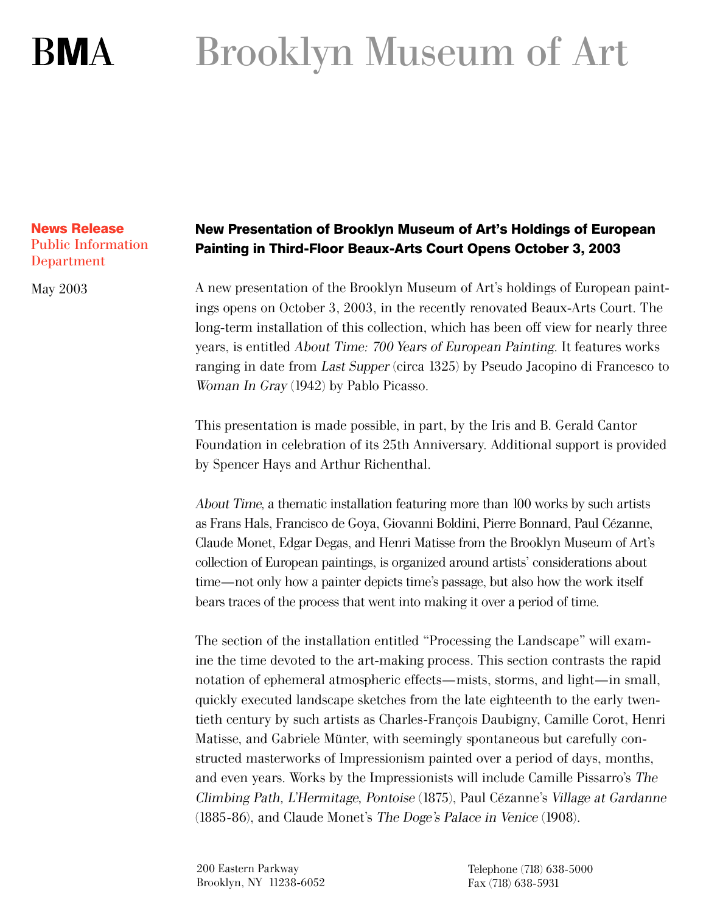# BMA Brooklyn Museum of Art

**News Release**
Public Information Department

May 2003

## New Presentation of Brooklyn Museum of Art's Holdings of European Painting in Third-Floor Beaux-Arts Court Opens October 3, 2003

A new presentation of the Brooklyn Museum of Art's holdings of European paintings opens on October 3, 2003, in the recently renovated Beaux-Arts Court. The long-term installation of this collection, which has been off view for nearly three years, is entitled *About Time: 700 Years of European Painting*. It features works ranging in date from *Last Supper* (circa 1325) by Pseudo Jacopino di Francesco to *Woman In Gray* (1942) by Pablo Picasso.

This presentation is made possible, in part, by the Iris and B. Gerald Cantor Foundation in celebration of its 25th Anniversary. Additional support is provided by Spencer Hays and Arthur Richenthal.

*About Time*, a thematic installation featuring more than 100 works by such artists as Frans Hals, Francisco de Goya, Giovanni Boldini, Pierre Bonnard, Paul Cézanne, Claude Monet, Edgar Degas, and Henri Matisse from the Brooklyn Museum of Art's collection of European paintings, is organized around artists' considerations about time—not only how a painter depicts time's passage, but also how the work itself bears traces of the process that went into making it over a period of time.

The section of the installation entitled "Processing the Landscape" will examine the time devoted to the art-making process. This section contrasts the rapid notation of ephemeral atmospheric effects—mists, storms, and light—in small, quickly executed landscape sketches from the late eighteenth to the early twentieth century by such artists as Charles-François Daubigny, Camille Corot, Henri Matisse, and Gabriele Münter, with seemingly spontaneous but carefully constructed masterworks of Impressionism painted over a period of days, months, and even years. Works by the Impressionists will include Camille Pissarro's *The Climbing Path, L'Hermitage, Pontoise* (1875), Paul Cézanne's *Village at Gardanne* (1885-86), and Claude Monet's *The Doge's Palace in Venice* (1908).

200 Eastern Parkway
Brooklyn, NY 11238-6052

Telephone (718) 638-5000
Fax (718) 638-5931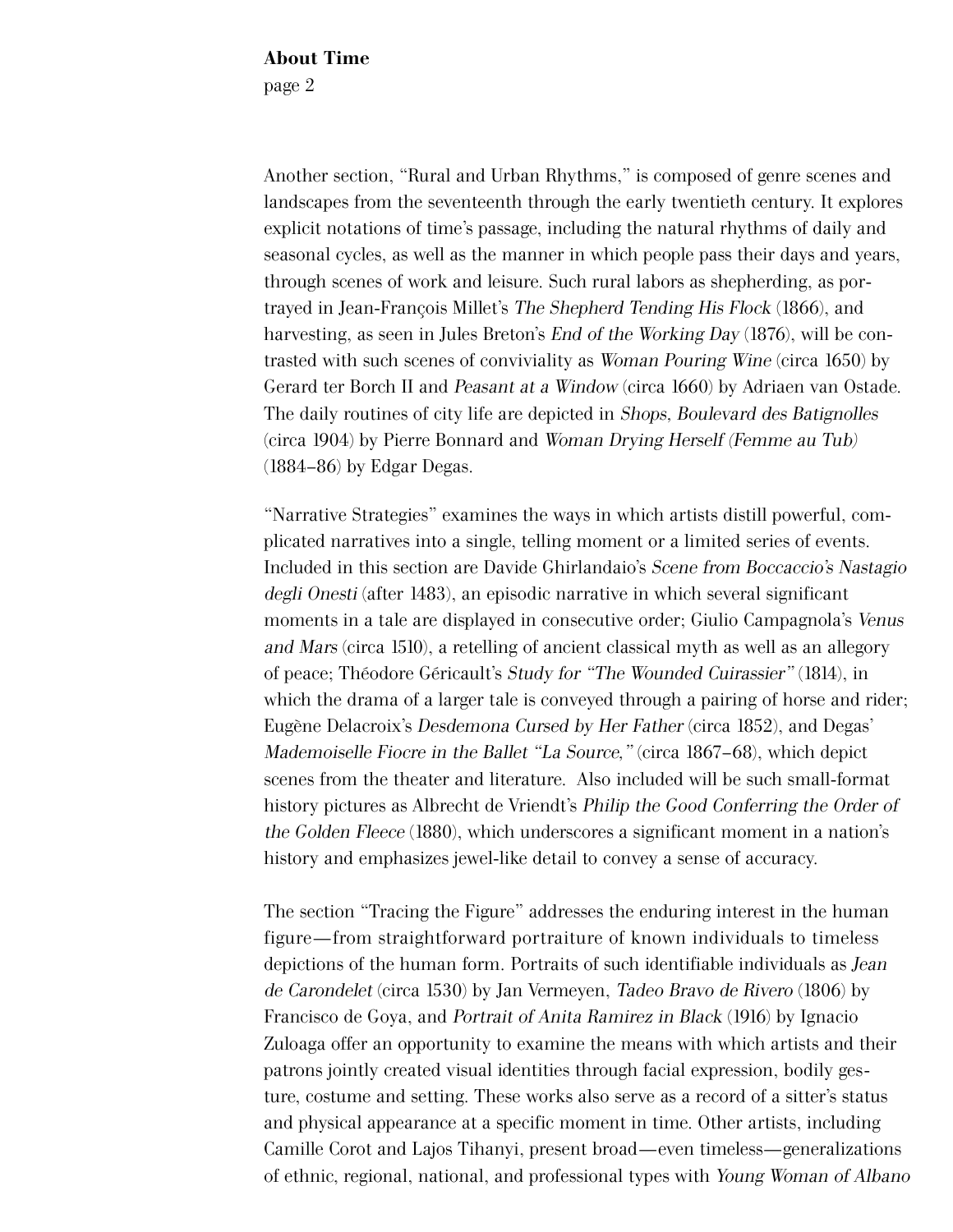Another section, "Rural and Urban Rhythms," is composed of genre scenes and landscapes from the seventeenth through the early twentieth century. It explores explicit notations of time's passage, including the natural rhythms of daily and seasonal cycles, as well as the manner in which people pass their days and years, through scenes of work and leisure. Such rural labors as shepherding, as portrayed in Jean-François Millet's *The Shepherd Tending His Flock* (1866), and harvesting, as seen in Jules Breton's *End of the Working Day* (1876), will be contrasted with such scenes of conviviality as *Woman Pouring Wine* (circa 1650) by Gerard ter Borch II and *Peasant at a Window* (circa 1660) by Adriaen van Ostade. The daily routines of city life are depicted in *Shops, Boulevard des Batignolles* (circa 1904) by Pierre Bonnard and *Woman Drying Herself (Femme au Tub)* (1884–86) by Edgar Degas.

"Narrative Strategies" examines the ways in which artists distill powerful, complicated narratives into a single, telling moment or a limited series of events. Included in this section are Davide Ghirlandaio's *Scene from Boccaccio's Nastagio degli Onesti* (after 1483), an episodic narrative in which several significant moments in a tale are displayed in consecutive order; Giulio Campagnola's *Venus and Mars* (circa 1510), a retelling of ancient classical myth as well as an allegory of peace; Théodore Géricault's *Study for "The Wounded Cuirassier"* (1814), in which the drama of a larger tale is conveyed through a pairing of horse and rider; Eugène Delacroix's *Desdemona Cursed by Her Father* (circa 1852), and Degas' *Mademoiselle Fiocre in the Ballet "La Source,"* (circa 1867–68), which depict scenes from the theater and literature. Also included will be such small-format history pictures as Albrecht de Vriendt's *Philip the Good Conferring the Order of the Golden Fleece* (1880), which underscores a significant moment in a nation's history and emphasizes jewel-like detail to convey a sense of accuracy.

The section "Tracing the Figure" addresses the enduring interest in the human figure—from straightforward portraiture of known individuals to timeless depictions of the human form. Portraits of such identifiable individuals as *Jean de Carondelet* (circa 1530) by Jan Vermeyen, *Tadeo Bravo de Rivero* (1806) by Francisco de Goya, and *Portrait of Anita Ramirez in Black* (1916) by Ignacio Zuloaga offer an opportunity to examine the means with which artists and their patrons jointly created visual identities through facial expression, bodily gesture, costume and setting. These works also serve as a record of a sitter's status and physical appearance at a specific moment in time. Other artists, including Camille Corot and Lajos Tihanyi, present broad—even timeless—generalizations of ethnic, regional, national, and professional types with *Young Woman of Albano*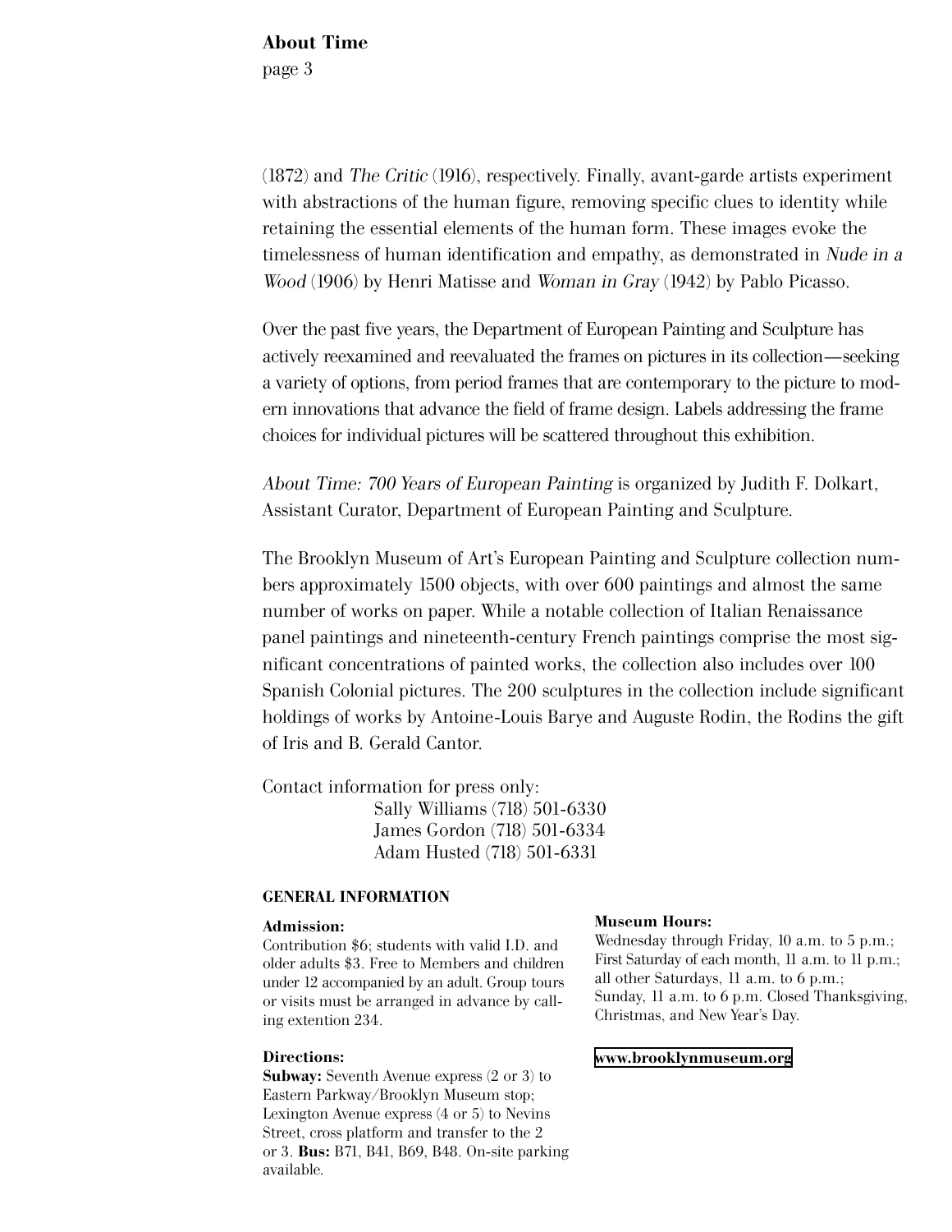(1872) and *The Critic* (1916), respectively. Finally, avant-garde artists experiment with abstractions of the human figure, removing specific clues to identity while retaining the essential elements of the human form. These images evoke the timelessness of human identification and empathy, as demonstrated in *Nude in a Wood* (1906) by Henri Matisse and *Woman in Gray* (1942) by Pablo Picasso.

Over the past five years, the Department of European Painting and Sculpture has actively reexamined and reevaluated the frames on pictures in its collection—seeking a variety of options, from period frames that are contemporary to the picture to modern innovations that advance the field of frame design. Labels addressing the frame choices for individual pictures will be scattered throughout this exhibition.

*About Time: 700 Years of European Painting* is organized by Judith F. Dolkart, Assistant Curator, Department of European Painting and Sculpture.

The Brooklyn Museum of Art's European Painting and Sculpture collection numbers approximately 1500 objects, with over 600 paintings and almost the same number of works on paper. While a notable collection of Italian Renaissance panel paintings and nineteenth-century French paintings comprise the most significant concentrations of painted works, the collection also includes over 100 Spanish Colonial pictures. The 200 sculptures in the collection include significant holdings of works by Antoine-Louis Barye and Auguste Rodin, the Rodins the gift of Iris and B. Gerald Cantor.

Contact information for press only:
Sally Williams (718) 501-6330
James Gordon (718) 501-6334
Adam Husted (718) 501-6331

**GENERAL INFORMATION**

**Admission:**
Contribution $6; students with valid I.D. and older adults $3. Free to Members and children under 12 accompanied by an adult. Group tours or visits must be arranged in advance by calling extention 234.

**Directions:**
**Subway:** Seventh Avenue express (2 or 3) to Eastern Parkway/Brooklyn Museum stop; Lexington Avenue express (4 or 5) to Nevins Street, cross platform and transfer to the 2 or 3. **Bus:** B71, B41, B69, B48. On-site parking available.

**Museum Hours:**
Wednesday through Friday, 10 a.m. to 5 p.m.; First Saturday of each month, 11 a.m. to 11 p.m.; all other Saturdays, 11 a.m. to 6 p.m.; Sunday, 11 a.m. to 6 p.m. Closed Thanksgiving, Christmas, and New Year's Day.

**www.brooklynmuseum.org**